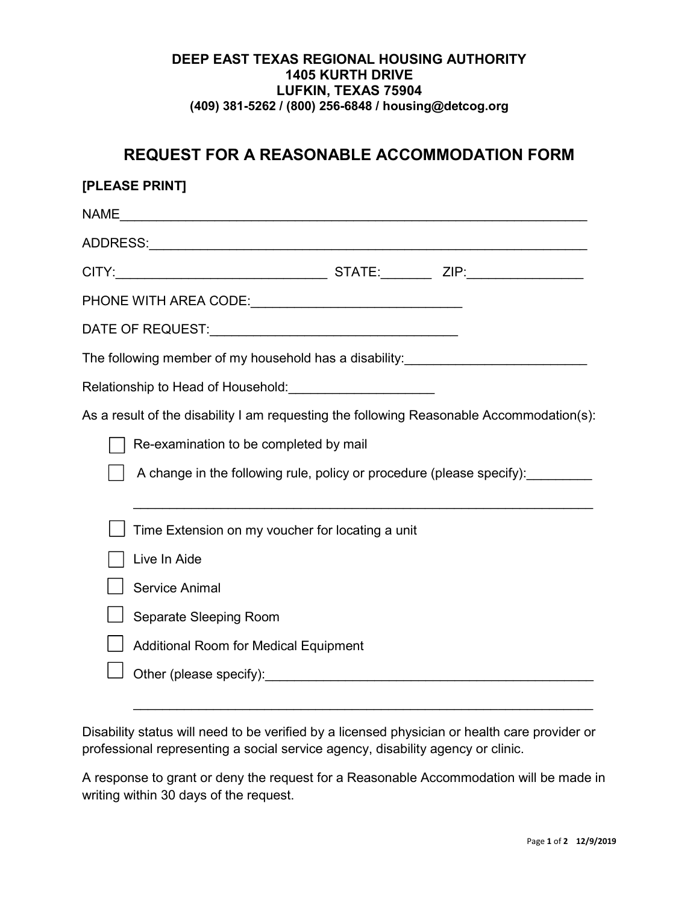**DEEP EAST TEXAS REGIONAL HOUSING AUTHORITY**
**1405 KURTH DRIVE**
**LUFKIN, TEXAS 75904**
**(409) 381-5262 / (800) 256-6848 / housing@detcog.org**

# REQUEST FOR A REASONABLE ACCOMMODATION FORM

**[PLEASE PRINT]**

NAME_______________________________________________________________

ADDRESS:____________________________________________________________

CITY:_____________________________ STATE:_______ ZIP:________________

PHONE WITH AREA CODE:____________________________

DATE OF REQUEST:_________________________________

The following member of my household has a disability:_________________________

Relationship to Head of Household:____________________

As a result of the disability I am requesting the following Reasonable Accommodation(s):

- ☐ Re-examination to be completed by mail
- ☐ A change in the following rule, policy or procedure (please specify):_________
  ______________________________________________________________
- ☐ Time Extension on my voucher for locating a unit
- ☐ Live In Aide
- ☐ Service Animal
- ☐ Separate Sleeping Room
- ☐ Additional Room for Medical Equipment
- ☐ Other (please specify):_____________________________________________
  ______________________________________________________________

Disability status will need to be verified by a licensed physician or health care provider or professional representing a social service agency, disability agency or clinic.

A response to grant or deny the request for a Reasonable Accommodation will be made in writing within 30 days of the request.

12/9/2019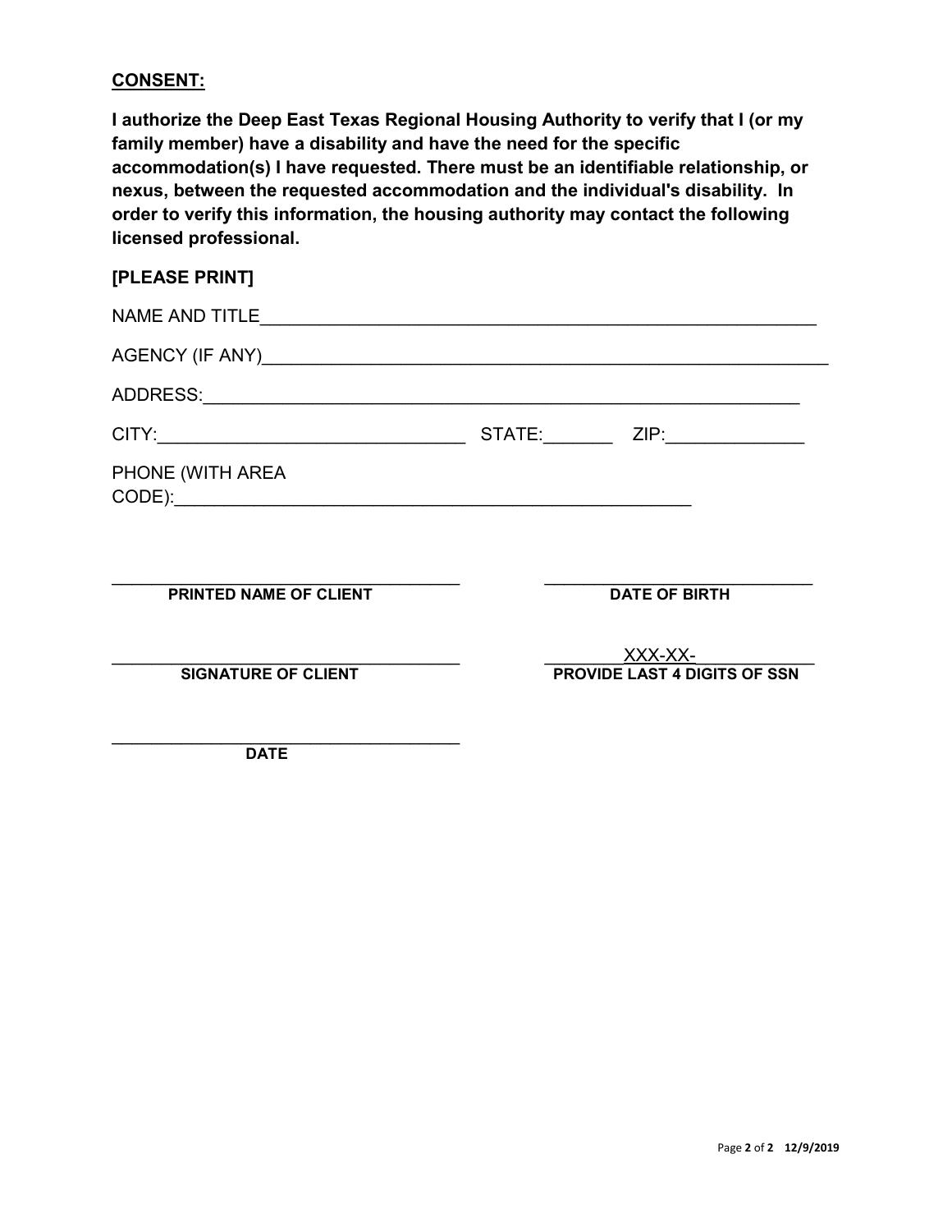**CONSENT:**

**I authorize the Deep East Texas Regional Housing Authority to verify that I (or my family member) have a disability and have the need for the specific accommodation(s) I have requested. There must be an identifiable relationship, or nexus, between the requested accommodation and the individual's disability. In order to verify this information, the housing authority may contact the following licensed professional.**

**[PLEASE PRINT]**

NAME AND TITLE____________________________________________________________

AGENCY (IF ANY)____________________________________________________________

ADDRESS:__________________________________________________________________

CITY:________________________________ STATE:_______ ZIP:______________

PHONE (WITH AREA CODE):____________________________________________________

_____________________________________ **PRINTED NAME OF CLIENT**

_____________________________ **DATE OF BIRTH**

_____________________________________ **SIGNATURE OF CLIENT**

________XXX-XX-____________ **PROVIDE LAST 4 DIGITS OF SSN**

_____________________________________ **DATE**